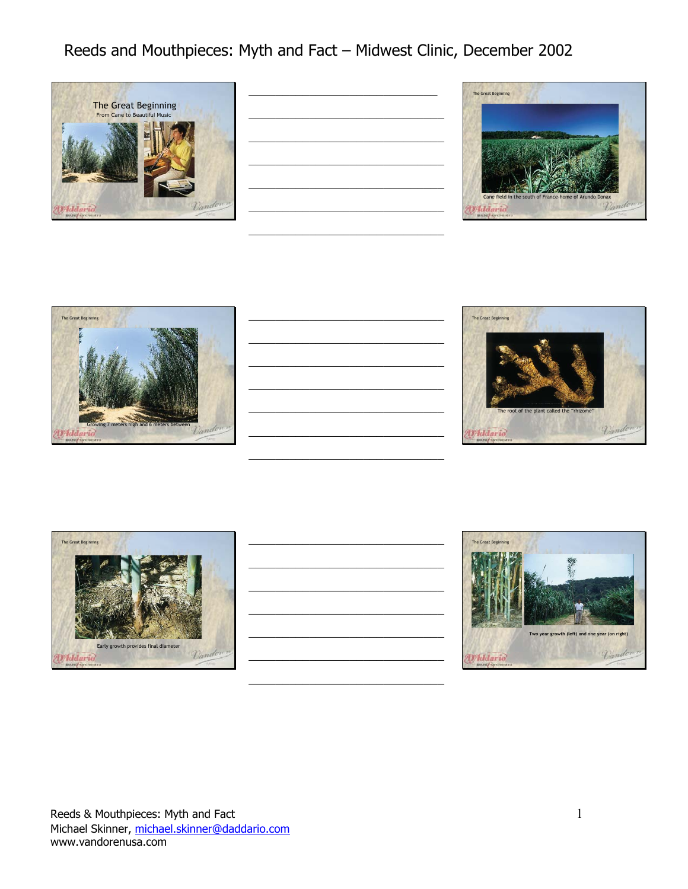# Reeds and Mouthpieces: Myth and Fact – Midwest Clinic, December 2002

## The Great Beginning

From Cane to Beautiful Music

The Great Beginning

Cane field in the south of France-home of Arundo Donax

The Great Beginning

Growing 7 meters high and 6 meters between

The Great Beginning

The root of the plant called the "rhizome"

The Great Beginning

Early growth provides final diameter

The Great Beginning

Two year growth (left) and one year (on right)

Reeds & Mouthpieces: Myth and Fact
Michael Skinner, [michael.skinner@daddario.com](mailto:michael.skinner@daddario.com)
www.vandorenusa.com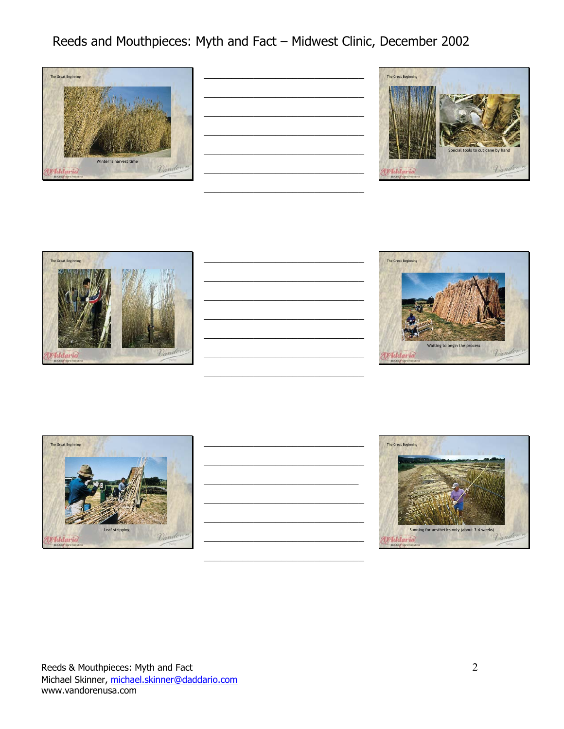# Reeds and Mouthpieces: Myth and Fact – Midwest Clinic, December 2002

The Great Beginning

Winter is harvest time

The Great Beginning

Special tools to cut cane by hand

The Great Beginning

The Great Beginning

Waiting to begin the process

The Great Beginning

Leaf stripping

The Great Beginning

Sunning for aesthetics only (about 3-4 weeks)

Reeds & Mouthpieces: Myth and Fact
Michael Skinner, [michael.skinner@daddario.com](mailto:michael.skinner@daddario.com)
www.vandorenusa.com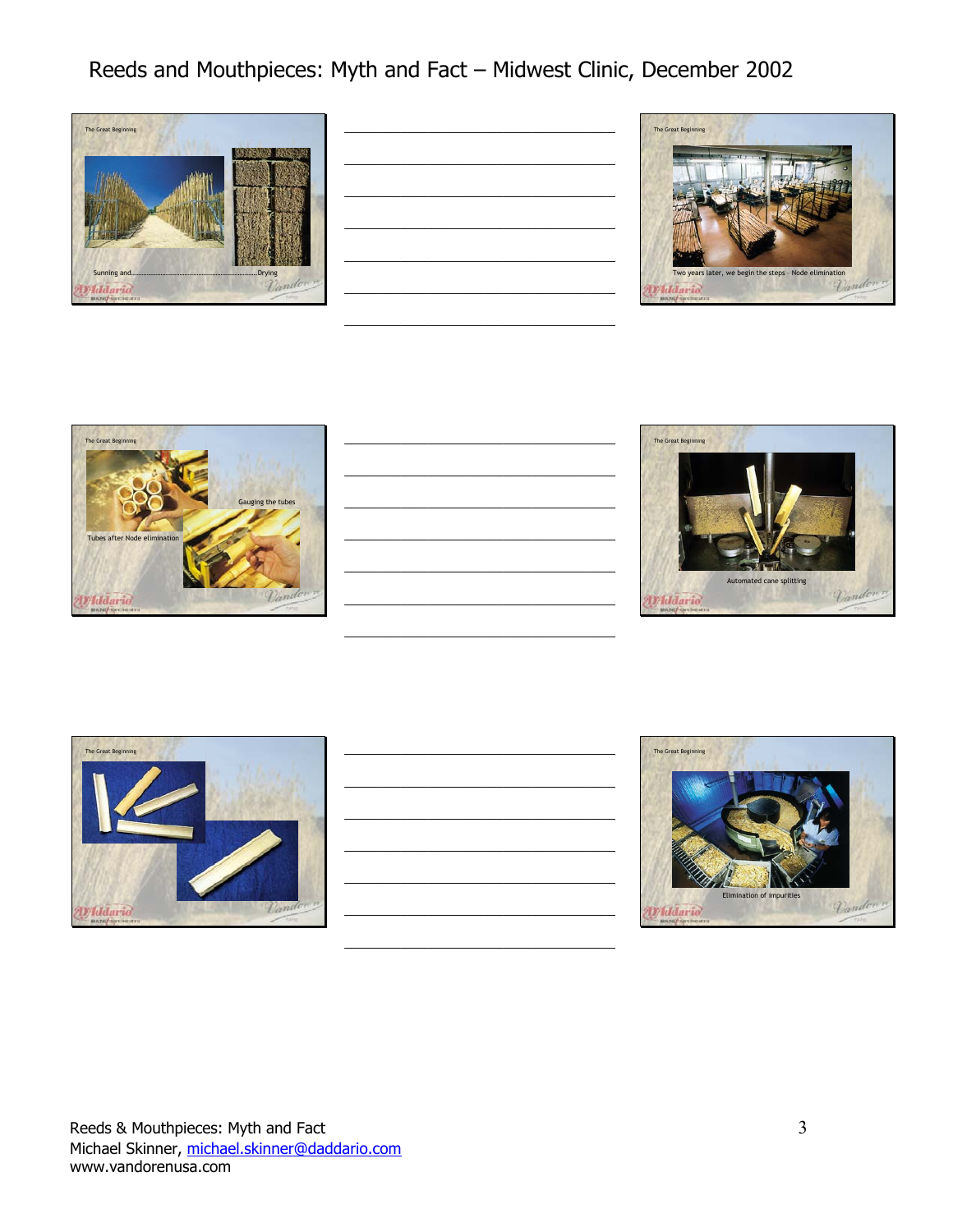The Great Beginning

Sunning and..............................................................Drying

The Great Beginning

Two years later, we begin the steps – Node elimination

The Great Beginning

Tubes after Node elimination

Gauging the tubes

The Great Beginning

Automated cane splitting

The Great Beginning

The Great Beginning

Elimination of impurities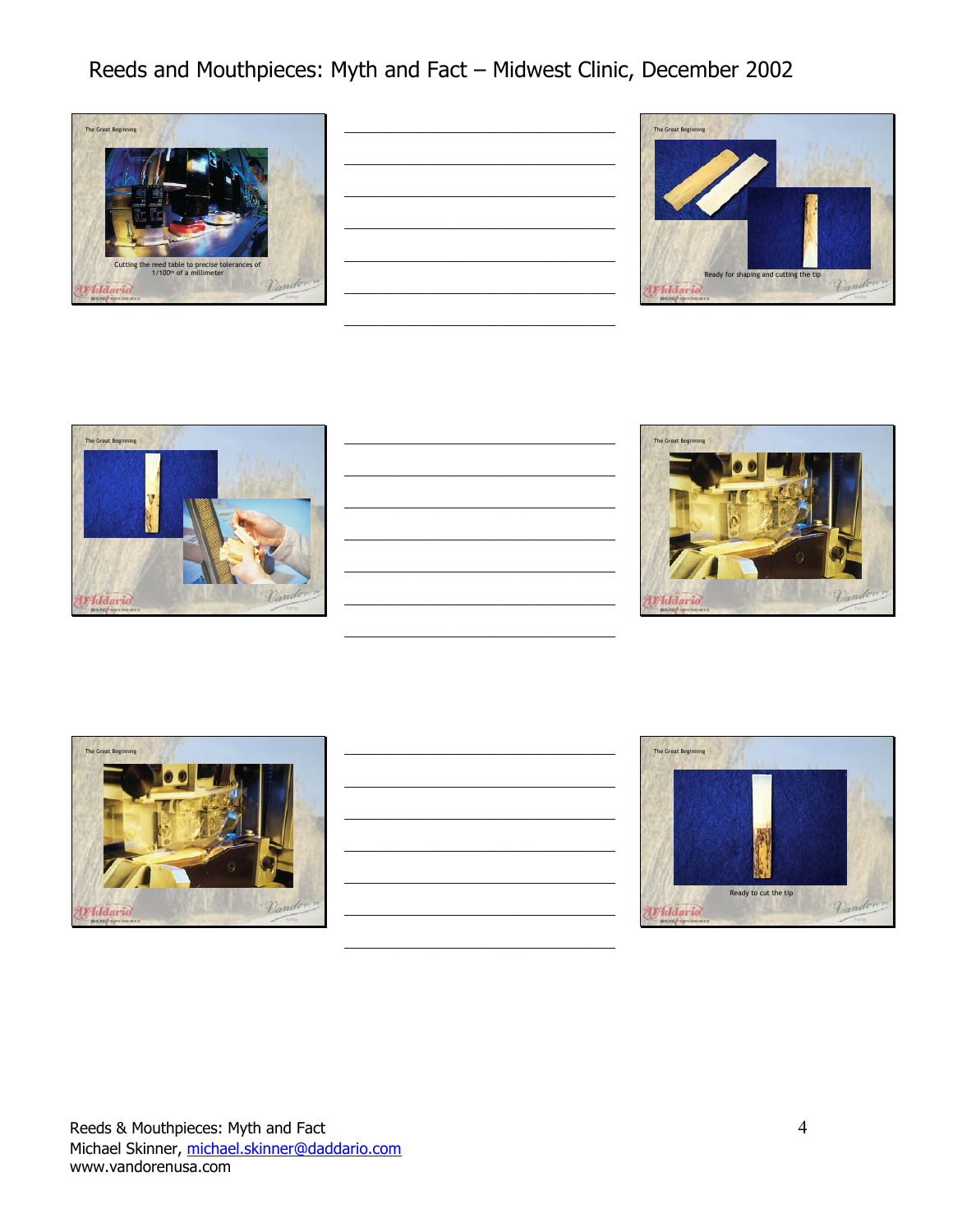The Great Beginning

Cutting the reed table to precise tolerances of 1/100th of a millimeter

The Great Beginning

Ready for shaping and cutting the tip

The Great Beginning

The Great Beginning

The Great Beginning

The Great Beginning

Ready to cut the tip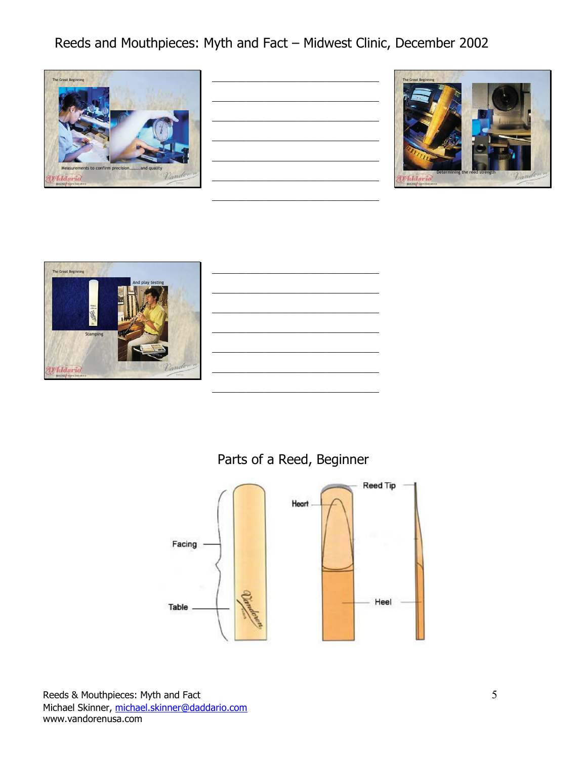Reeds and Mouthpieces: Myth and Fact – Midwest Clinic, December 2002

The Great Beginning

Measurements to confirm precision.........and quality

The Great Beginning

Determining the reed strength

The Great Beginning

Stamping

And play testing

## Parts of a Reed, Beginner

Facing

Table

Heart

Reed Tip

Heel

Reeds & Mouthpieces: Myth and Fact
Michael Skinner, michael.skinner@daddario.com
www.vandorenusa.com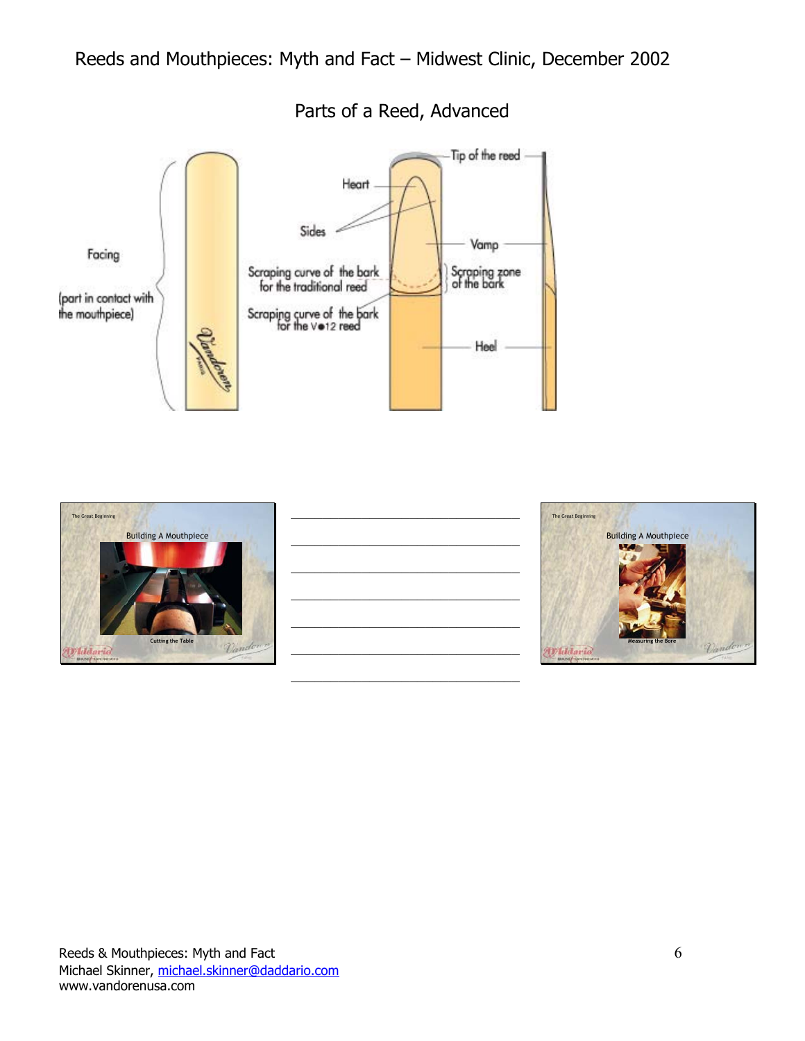## Parts of a Reed, Advanced

Facing

(part in contact with the mouthpiece)

Heart

Sides

Scraping curve of the bark for the traditional reed

Scraping curve of the bark for the V•12 reed

Tip of the reed

Vamp

Scraping zone of the bark

Heel

The Great Beginning

Building A Mouthpiece

Cutting the Table

The Great Beginning

Building A Mouthpiece

Measuring the Bore

Reeds & Mouthpieces: Myth and Fact
Michael Skinner, [michael.skinner@daddario.com](mailto:michael.skinner@daddario.com)
www.vandorenusa.com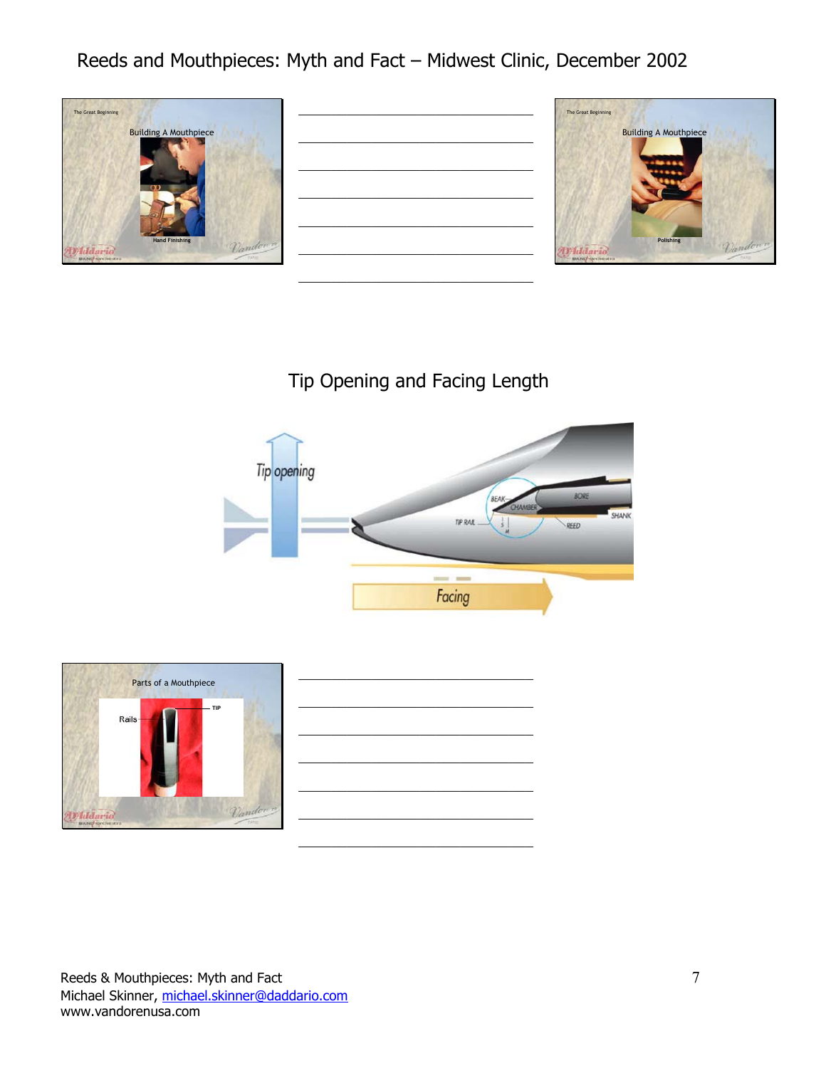# Reeds and Mouthpieces: Myth and Fact – Midwest Clinic, December 2002

The Great Beginning

Building A Mouthpiece

Hand Finishing

The Great Beginning

Building A Mouthpiece

Polishing

## Tip Opening and Facing Length

Tip opening

BEAK

CHAMBER

BORE

SHANK

TIP RAIL

REED

Facing

Parts of a Mouthpiece

Rails

TIP

Reeds & Mouthpieces: Myth and Fact
Michael Skinner, michael.skinner@daddario.com
www.vandorenusa.com